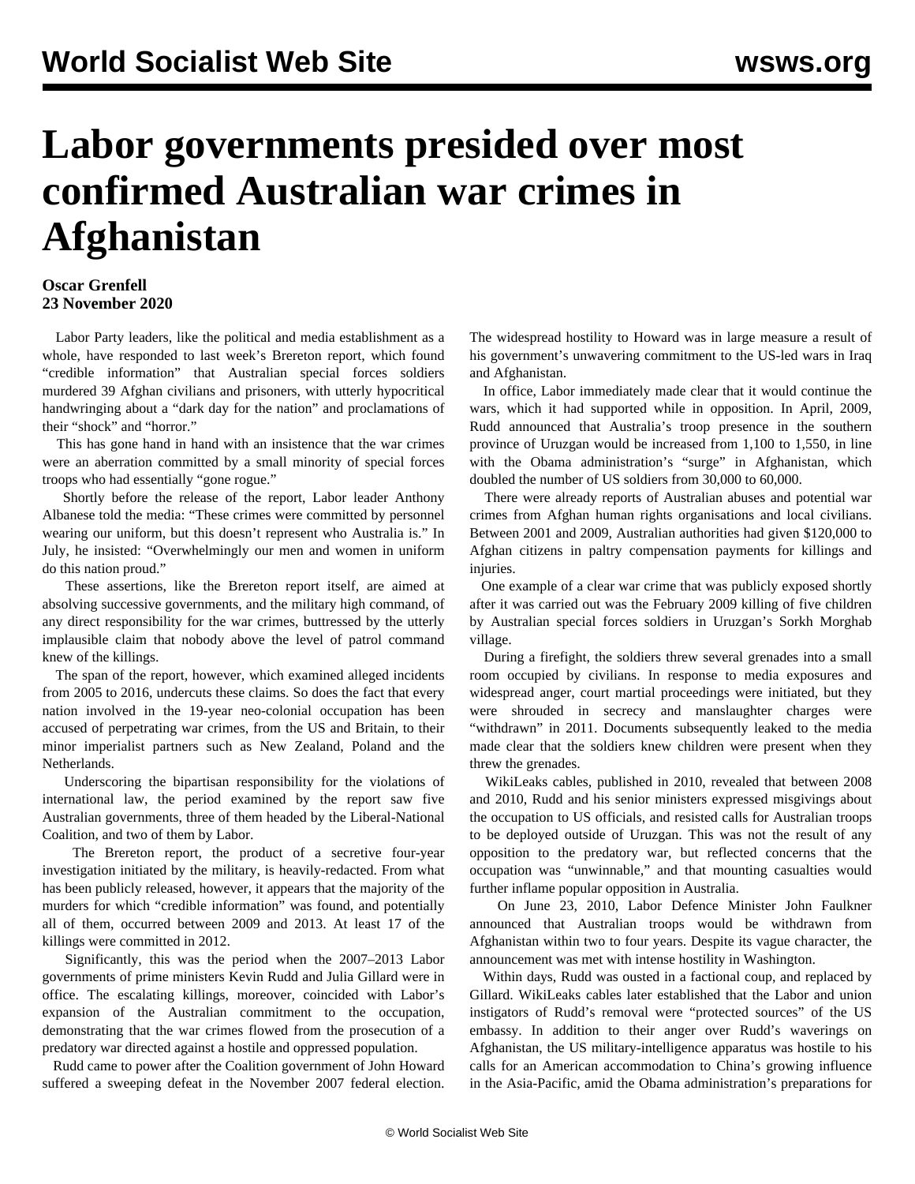# Labor governments presided over most confirmed Australian war crimes in Afghanistan

**Oscar Grenfell**
**23 November 2020**

Labor Party leaders, like the political and media establishment as a whole, have responded to last week's Brereton report, which found "credible information" that Australian special forces soldiers murdered 39 Afghan civilians and prisoners, with utterly hypocritical handwringing about a "dark day for the nation" and proclamations of their "shock" and "horror."

This has gone hand in hand with an insistence that the war crimes were an aberration committed by a small minority of special forces troops who had essentially "gone rogue."

Shortly before the release of the report, Labor leader Anthony Albanese told the media: "These crimes were committed by personnel wearing our uniform, but this doesn't represent who Australia is." In July, he insisted: "Overwhelmingly our men and women in uniform do this nation proud."

These assertions, like the Brereton report itself, are aimed at absolving successive governments, and the military high command, of any direct responsibility for the war crimes, buttressed by the utterly implausible claim that nobody above the level of patrol command knew of the killings.

The span of the report, however, which examined alleged incidents from 2005 to 2016, undercuts these claims. So does the fact that every nation involved in the 19-year neo-colonial occupation has been accused of perpetrating war crimes, from the US and Britain, to their minor imperialist partners such as New Zealand, Poland and the Netherlands.

Underscoring the bipartisan responsibility for the violations of international law, the period examined by the report saw five Australian governments, three of them headed by the Liberal-National Coalition, and two of them by Labor.

The Brereton report, the product of a secretive four-year investigation initiated by the military, is heavily-redacted. From what has been publicly released, however, it appears that the majority of the murders for which "credible information" was found, and potentially all of them, occurred between 2009 and 2013. At least 17 of the killings were committed in 2012.

Significantly, this was the period when the 2007–2013 Labor governments of prime ministers Kevin Rudd and Julia Gillard were in office. The escalating killings, moreover, coincided with Labor's expansion of the Australian commitment to the occupation, demonstrating that the war crimes flowed from the prosecution of a predatory war directed against a hostile and oppressed population.

Rudd came to power after the Coalition government of John Howard suffered a sweeping defeat in the November 2007 federal election. The widespread hostility to Howard was in large measure a result of his government's unwavering commitment to the US-led wars in Iraq and Afghanistan.

In office, Labor immediately made clear that it would continue the wars, which it had supported while in opposition. In April, 2009, Rudd announced that Australia's troop presence in the southern province of Uruzgan would be increased from 1,100 to 1,550, in line with the Obama administration's "surge" in Afghanistan, which doubled the number of US soldiers from 30,000 to 60,000.

There were already reports of Australian abuses and potential war crimes from Afghan human rights organisations and local civilians. Between 2001 and 2009, Australian authorities had given $120,000 to Afghan citizens in paltry compensation payments for killings and injuries.

One example of a clear war crime that was publicly exposed shortly after it was carried out was the February 2009 killing of five children by Australian special forces soldiers in Uruzgan's Sorkh Morghab village.

During a firefight, the soldiers threw several grenades into a small room occupied by civilians. In response to media exposures and widespread anger, court martial proceedings were initiated, but they were shrouded in secrecy and manslaughter charges were "withdrawn" in 2011. Documents subsequently leaked to the media made clear that the soldiers knew children were present when they threw the grenades.

WikiLeaks cables, published in 2010, revealed that between 2008 and 2010, Rudd and his senior ministers expressed misgivings about the occupation to US officials, and resisted calls for Australian troops to be deployed outside of Uruzgan. This was not the result of any opposition to the predatory war, but reflected concerns that the occupation was "unwinnable," and that mounting casualties would further inflame popular opposition in Australia.

On June 23, 2010, Labor Defence Minister John Faulkner announced that Australian troops would be withdrawn from Afghanistan within two to four years. Despite its vague character, the announcement was met with intense hostility in Washington.

Within days, Rudd was ousted in a factional coup, and replaced by Gillard. WikiLeaks cables later established that the Labor and union instigators of Rudd's removal were "protected sources" of the US embassy. In addition to their anger over Rudd's waverings on Afghanistan, the US military-intelligence apparatus was hostile to his calls for an American accommodation to China's growing influence in the Asia-Pacific, amid the Obama administration's preparations for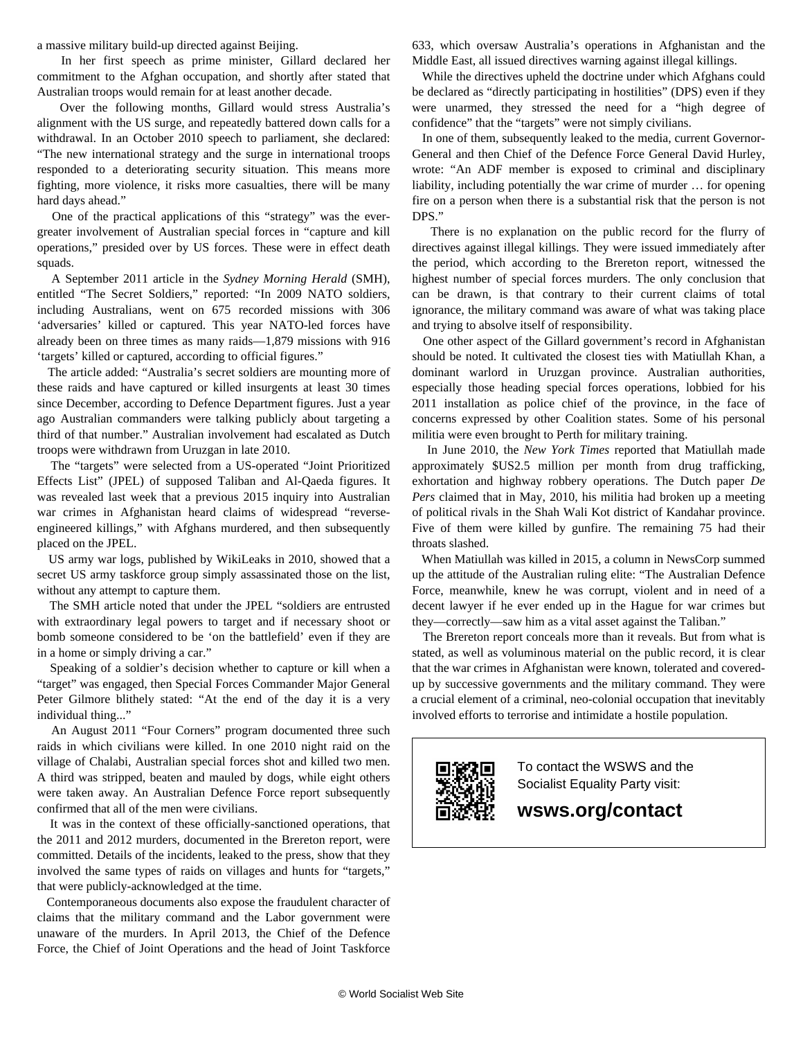a massive military build-up directed against Beijing.

In her first speech as prime minister, Gillard declared her commitment to the Afghan occupation, and shortly after stated that Australian troops would remain for at least another decade.

Over the following months, Gillard would stress Australia's alignment with the US surge, and repeatedly battered down calls for a withdrawal. In an October 2010 speech to parliament, she declared: "The new international strategy and the surge in international troops responded to a deteriorating security situation. This means more fighting, more violence, it risks more casualties, there will be many hard days ahead."

One of the practical applications of this "strategy" was the ever-greater involvement of Australian special forces in "capture and kill operations," presided over by US forces. These were in effect death squads.

A September 2011 article in the *Sydney Morning Herald* (SMH), entitled "The Secret Soldiers," reported: "In 2009 NATO soldiers, including Australians, went on 675 recorded missions with 306 'adversaries' killed or captured. This year NATO-led forces have already been on three times as many raids—1,879 missions with 916 'targets' killed or captured, according to official figures."

The article added: "Australia's secret soldiers are mounting more of these raids and have captured or killed insurgents at least 30 times since December, according to Defence Department figures. Just a year ago Australian commanders were talking publicly about targeting a third of that number." Australian involvement had escalated as Dutch troops were withdrawn from Uruzgan in late 2010.

The "targets" were selected from a US-operated "Joint Prioritized Effects List" (JPEL) of supposed Taliban and Al-Qaeda figures. It was revealed last week that a previous 2015 inquiry into Australian war crimes in Afghanistan heard claims of widespread "reverse-engineered killings," with Afghans murdered, and then subsequently placed on the JPEL.

US army war logs, published by WikiLeaks in 2010, showed that a secret US army taskforce group simply assassinated those on the list, without any attempt to capture them.

The SMH article noted that under the JPEL "soldiers are entrusted with extraordinary legal powers to target and if necessary shoot or bomb someone considered to be 'on the battlefield' even if they are in a home or simply driving a car."

Speaking of a soldier's decision whether to capture or kill when a "target" was engaged, then Special Forces Commander Major General Peter Gilmore blithely stated: "At the end of the day it is a very individual thing..."

An August 2011 "Four Corners" program documented three such raids in which civilians were killed. In one 2010 night raid on the village of Chalabi, Australian special forces shot and killed two men. A third was stripped, beaten and mauled by dogs, while eight others were taken away. An Australian Defence Force report subsequently confirmed that all of the men were civilians.

It was in the context of these officially-sanctioned operations, that the 2011 and 2012 murders, documented in the Brereton report, were committed. Details of the incidents, leaked to the press, show that they involved the same types of raids on villages and hunts for "targets," that were publicly-acknowledged at the time.

Contemporaneous documents also expose the fraudulent character of claims that the military command and the Labor government were unaware of the murders. In April 2013, the Chief of the Defence Force, the Chief of Joint Operations and the head of Joint Taskforce 633, which oversaw Australia's operations in Afghanistan and the Middle East, all issued directives warning against illegal killings.

While the directives upheld the doctrine under which Afghans could be declared as "directly participating in hostilities" (DPS) even if they were unarmed, they stressed the need for a "high degree of confidence" that the "targets" were not simply civilians.

In one of them, subsequently leaked to the media, current Governor-General and then Chief of the Defence Force General David Hurley, wrote: "An ADF member is exposed to criminal and disciplinary liability, including potentially the war crime of murder … for opening fire on a person when there is a substantial risk that the person is not DPS."

There is no explanation on the public record for the flurry of directives against illegal killings. They were issued immediately after the period, which according to the Brereton report, witnessed the highest number of special forces murders. The only conclusion that can be drawn, is that contrary to their current claims of total ignorance, the military command was aware of what was taking place and trying to absolve itself of responsibility.

One other aspect of the Gillard government's record in Afghanistan should be noted. It cultivated the closest ties with Matiullah Khan, a dominant warlord in Uruzgan province. Australian authorities, especially those heading special forces operations, lobbied for his 2011 installation as police chief of the province, in the face of concerns expressed by other Coalition states. Some of his personal militia were even brought to Perth for military training.

In June 2010, the *New York Times* reported that Matiullah made approximately $US2.5 million per month from drug trafficking, exhortation and highway robbery operations. The Dutch paper *De Pers* claimed that in May, 2010, his militia had broken up a meeting of political rivals in the Shah Wali Kot district of Kandahar province. Five of them were killed by gunfire. The remaining 75 had their throats slashed.

When Matiullah was killed in 2015, a column in NewsCorp summed up the attitude of the Australian ruling elite: "The Australian Defence Force, meanwhile, knew he was corrupt, violent and in need of a decent lawyer if he ever ended up in the Hague for war crimes but they—correctly—saw him as a vital asset against the Taliban."

The Brereton report conceals more than it reveals. But from what is stated, as well as voluminous material on the public record, it is clear that the war crimes in Afghanistan were known, tolerated and covered-up by successive governments and the military command. They were a crucial element of a criminal, neo-colonial occupation that inevitably involved efforts to terrorise and intimidate a hostile population.

To contact the WSWS and the Socialist Equality Party visit:

**wsws.org/contact**